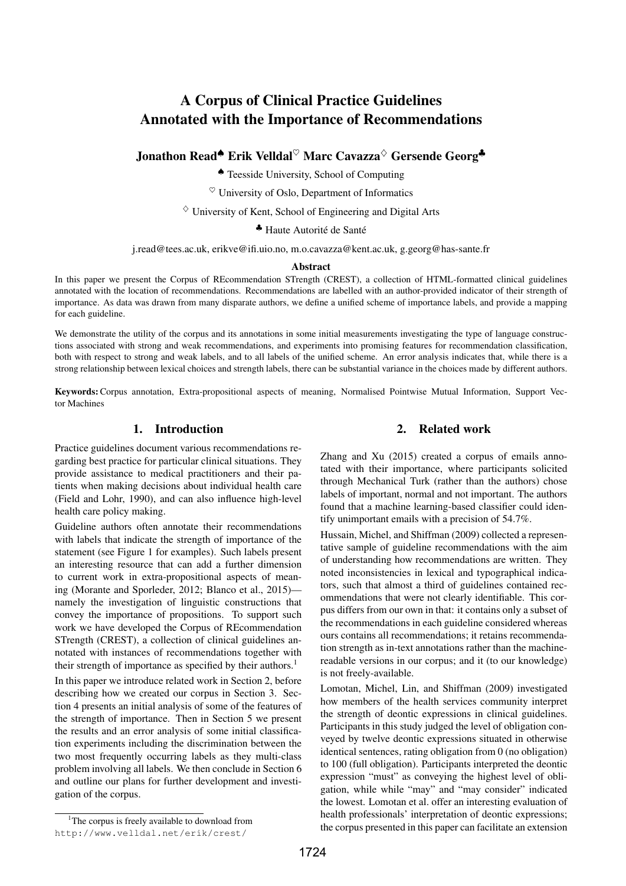# A Corpus of Clinical Practice Guidelines Annotated with the Importance of Recommendations

**Jonathon Read♠ Erik Velldal♡ Marc Cavazza♢ Gersende Georg♣**

♠ Teesside University, School of Computing

♡ University of Oslo, Department of Informatics

♢ University of Kent, School of Engineering and Digital Arts

♣ Haute Autorité de Santé

j.read@tees.ac.uk, erikve@ifi.uio.no, m.o.cavazza@kent.ac.uk, g.georg@has-sante.fr

### Abstract

In this paper we present the Corpus of REcommendation STrength (CREST), a collection of HTML-formatted clinical guidelines annotated with the location of recommendations. Recommendations are labelled with an author-provided indicator of their strength of importance. As data was drawn from many disparate authors, we define a unified scheme of importance labels, and provide a mapping for each guideline.

We demonstrate the utility of the corpus and its annotations in some initial measurements investigating the type of language constructions associated with strong and weak recommendations, and experiments into promising features for recommendation classification, both with respect to strong and weak labels, and to all labels of the unified scheme. An error analysis indicates that, while there is a strong relationship between lexical choices and strength labels, there can be substantial variance in the choices made by different authors.

**Keywords:** Corpus annotation, Extra-propositional aspects of meaning, Normalised Pointwise Mutual Information, Support Vector Machines

## 1. Introduction

Practice guidelines document various recommendations regarding best practice for particular clinical situations. They provide assistance to medical practitioners and their patients when making decisions about individual health care (Field and Lohr, 1990), and can also influence high-level health care policy making.

Guideline authors often annotate their recommendations with labels that indicate the strength of importance of the statement (see Figure 1 for examples). Such labels present an interesting resource that can add a further dimension to current work in extra-propositional aspects of meaning (Morante and Sporleder, 2012; Blanco et al., 2015)—namely the investigation of linguistic constructions that convey the importance of propositions. To support such work we have developed the Corpus of REcommendation STrength (CREST), a collection of clinical guidelines annotated with instances of recommendations together with their strength of importance as specified by their authors.[1]

In this paper we introduce related work in Section 2, before describing how we created our corpus in Section 3. Section 4 presents an initial analysis of some of the features of the strength of importance. Then in Section 5 we present the results and an error analysis of some initial classification experiments including the discrimination between the two most frequently occurring labels as they multi-class problem involving all labels. We then conclude in Section 6 and outline our plans for further development and investigation of the corpus.

[1] The corpus is freely available to download from http://www.velldal.net/erik/crest/

## 2. Related work

Zhang and Xu (2015) created a corpus of emails annotated with their importance, where participants solicited through Mechanical Turk (rather than the authors) chose labels of important, normal and not important. The authors found that a machine learning-based classifier could identify unimportant emails with a precision of 54.7%.

Hussain, Michel, and Shiffman (2009) collected a representative sample of guideline recommendations with the aim of understanding how recommendations are written. They noted inconsistencies in lexical and typographical indicators, such that almost a third of guidelines contained recommendations that were not clearly identifiable. This corpus differs from our own in that: it contains only a subset of the recommendations in each guideline considered whereas ours contains all recommendations; it retains recommendation strength as in-text annotations rather than the machine-readable versions in our corpus; and it (to our knowledge) is not freely-available.

Lomotan, Michel, Lin, and Shiffman (2009) investigated how members of the health services community interpret the strength of deontic expressions in clinical guidelines. Participants in this study judged the level of obligation conveyed by twelve deontic expressions situated in otherwise identical sentences, rating obligation from 0 (no obligation) to 100 (full obligation). Participants interpreted the deontic expression "must" as conveying the highest level of obligation, while while "may" and "may consider" indicated the lowest. Lomotan et al. offer an interesting evaluation of health professionals' interpretation of deontic expressions; the corpus presented in this paper can facilitate an extension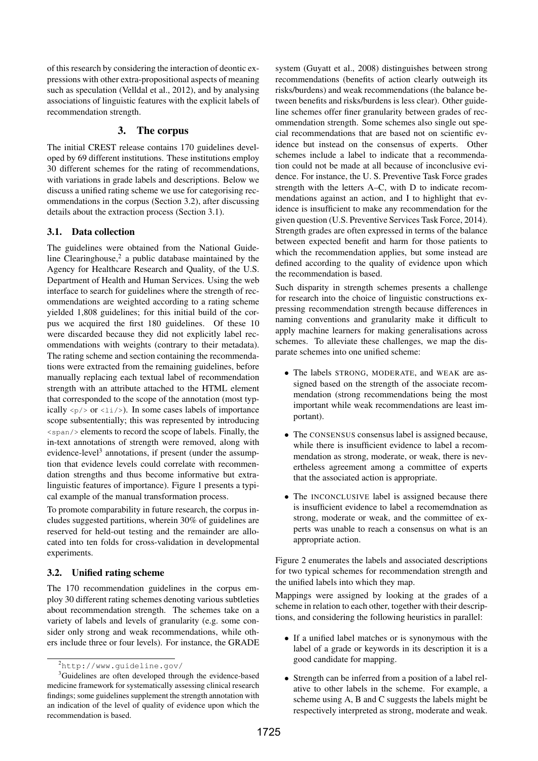of this research by considering the interaction of deontic expressions with other extra-propositional aspects of meaning such as speculation (Velldal et al., 2012), and by analysing associations of linguistic features with the explicit labels of recommendation strength.

## 3. The corpus

The initial CREST release contains 170 guidelines developed by 69 different institutions. These institutions employ 30 different schemes for the rating of recommendations, with variations in grade labels and descriptions. Below we discuss a unified rating scheme we use for categorising recommendations in the corpus (Section 3.2), after discussing details about the extraction process (Section 3.1).

### 3.1. Data collection

The guidelines were obtained from the National Guideline Clearinghouse,[2] a public database maintained by the Agency for Healthcare Research and Quality, of the U.S. Department of Health and Human Services. Using the web interface to search for guidelines where the strength of recommendations are weighted according to a rating scheme yielded 1,808 guidelines; for this initial build of the corpus we acquired the first 180 guidelines. Of these 10 were discarded because they did not explicitly label recommendations with weights (contrary to their metadata). The rating scheme and section containing the recommendations were extracted from the remaining guidelines, before manually replacing each textual label of recommendation strength with an attribute attached to the HTML element that corresponded to the scope of the annotation (most typically `<p/>` or `<li/>`). In some cases labels of importance scope subsententially; this was represented by introducing `<span/>` elements to record the scope of labels. Finally, the in-text annotations of strength were removed, along with evidence-level[3] annotations, if present (under the assumption that evidence levels could correlate with recommendation strengths and thus become informative but extra-linguistic features of importance). Figure 1 presents a typical example of the manual transformation process.

To promote comparability in future research, the corpus includes suggested partitions, wherein 30% of guidelines are reserved for held-out testing and the remainder are allocated into ten folds for cross-validation in developmental experiments.

### 3.2. Unified rating scheme

The 170 recommendation guidelines in the corpus employ 30 different rating schemes denoting various subtleties about recommendation strength. The schemes take on a variety of labels and levels of granularity (e.g. some consider only strong and weak recommendations, while others include three or four levels). For instance, the GRADE system (Guyatt et al., 2008) distinguishes between strong recommendations (benefits of action clearly outweigh its risks/burdens) and weak recommendations (the balance between benefits and risks/burdens is less clear). Other guideline schemes offer finer granularity between grades of recommendation strength. Some schemes also single out special recommendations that are based not on scientific evidence but instead on the consensus of experts. Other schemes include a label to indicate that a recommendation could not be made at all because of inconclusive evidence. For instance, the U. S. Preventive Task Force grades strength with the letters A–C, with D to indicate recommendations against an action, and I to highlight that evidence is insufficient to make any recommendation for the given question (U.S. Preventive Services Task Force, 2014). Strength grades are often expressed in terms of the balance between expected benefit and harm for those patients to which the recommendation applies, but some instead are defined according to the quality of evidence upon which the recommendation is based.

Such disparity in strength schemes presents a challenge for research into the choice of linguistic constructions expressing recommendation strength because differences in naming conventions and granularity make it difficult to apply machine learners for making generalisations across schemes. To alleviate these challenges, we map the disparate schemes into one unified scheme:

- The labels STRONG, MODERATE, and WEAK are assigned based on the strength of the associate recommendation (strong recommendations being the most important while weak recommendations are least important).
- The CONSENSUS consensus label is assigned because, while there is insufficient evidence to label a recommendation as strong, moderate, or weak, there is nevertheless agreement among a committee of experts that the associated action is appropriate.
- The INCONCLUSIVE label is assigned because there is insufficient evidence to label a recomemdnation as strong, moderate or weak, and the committee of experts was unable to reach a consensus on what is an appropriate action.

Figure 2 enumerates the labels and associated descriptions for two typical schemes for recommendation strength and the unified labels into which they map.

Mappings were assigned by looking at the grades of a scheme in relation to each other, together with their descriptions, and considering the following heuristics in parallel:

- If a unified label matches or is synonymous with the label of a grade or keywords in its description it is a good candidate for mapping.
- Strength can be inferred from a position of a label relative to other labels in the scheme. For example, a scheme using A, B and C suggests the labels might be respectively interpreted as strong, moderate and weak.

[2] http://www.guideline.gov/

[3] Guidelines are often developed through the evidence-based medicine framework for systematically assessing clinical research findings; some guidelines supplement the strength annotation with an indication of the level of quality of evidence upon which the recommendation is based.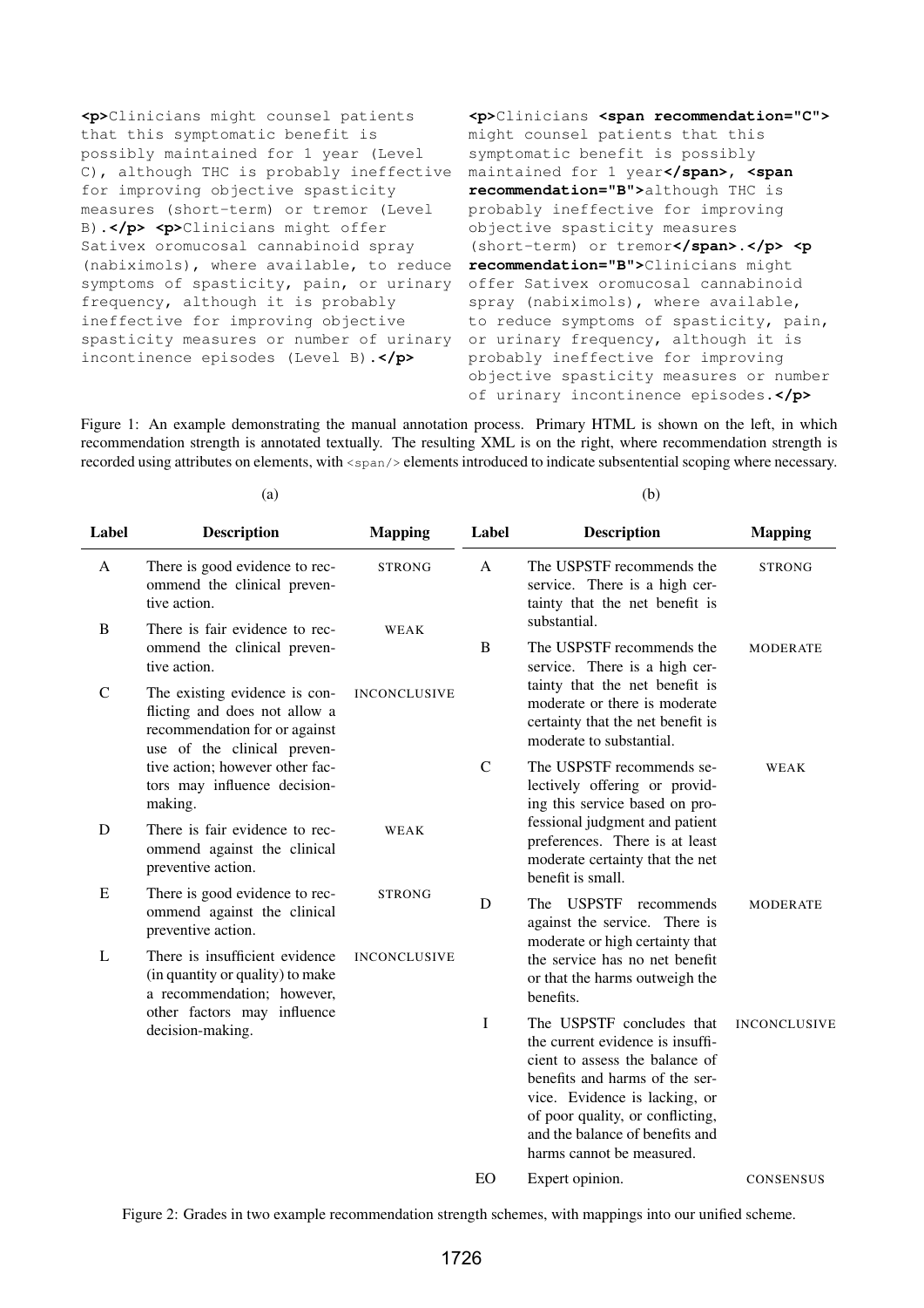```
<p>Clinicians might counsel patients that this symptomatic benefit is possibly maintained for 1 year (Level C), although THC is probably ineffective for improving objective spasticity measures (short-term) or tremor (Level B).</p> <p>Clinicians might offer Sativex oromucosal cannabinoid spray (nabiximols), where available, to reduce symptoms of spasticity, pain, or urinary frequency, although it is probably ineffective for improving objective spasticity measures or number of urinary incontinence episodes (Level B).</p>
```

```
<p>Clinicians <span recommendation="C"> might counsel patients that this symptomatic benefit is possibly maintained for 1 year</span>, <span recommendation="B">although THC is probably ineffective for improving objective spasticity measures (short-term) or tremor</span>.</p> <p recommendation="B">Clinicians might offer Sativex oromucosal cannabinoid spray (nabiximols), where available, to reduce symptoms of spasticity, pain, or urinary frequency, although it is probably ineffective for improving objective spasticity measures or number of urinary incontinence episodes.</p>
```

Figure 1: An example demonstrating the manual annotation process. Primary HTML is shown on the left, in which recommendation strength is annotated textually. The resulting XML is on the right, where recommendation strength is recorded using attributes on elements, with `<span/>` elements introduced to indicate subsentential scoping where necessary.

(a)

| Label | Description | Mapping |
|---|---|---|
| A | There is good evidence to recommend the clinical preventive action. | STRONG |
| B | There is fair evidence to recommend the clinical preventive action. | WEAK |
| C | The existing evidence is conflicting and does not allow a recommendation for or against use of the clinical preventive action; however other factors may influence decision-making. | INCONCLUSIVE |
| D | There is fair evidence to recommend against the clinical preventive action. | WEAK |
| E | There is good evidence to recommend against the clinical preventive action. | STRONG |
| L | There is insufficient evidence (in quantity or quality) to make a recommendation; however, other factors may influence decision-making. | INCONCLUSIVE |

(b)

| Label | Description | Mapping |
|---|---|---|
| A | The USPSTF recommends the service. There is a high certainty that the net benefit is substantial. | STRONG |
| B | The USPSTF recommends the service. There is a high certainty that the net benefit is moderate or there is moderate certainty that the net benefit is moderate to substantial. | MODERATE |
| C | The USPSTF recommends selectively offering or providing this service based on professional judgment and patient preferences. There is at least moderate certainty that the net benefit is small. | WEAK |
| D | The USPSTF recommends against the service. There is moderate or high certainty that the service has no net benefit or that the harms outweigh the benefits. | MODERATE |
| I | The USPSTF concludes that the current evidence is insufficient to assess the balance of benefits and harms of the service. Evidence is lacking, or of poor quality, or conflicting, and the balance of benefits and harms cannot be measured. | INCONCLUSIVE |
| EO | Expert opinion. | CONSENSUS |

Figure 2: Grades in two example recommendation strength schemes, with mappings into our unified scheme.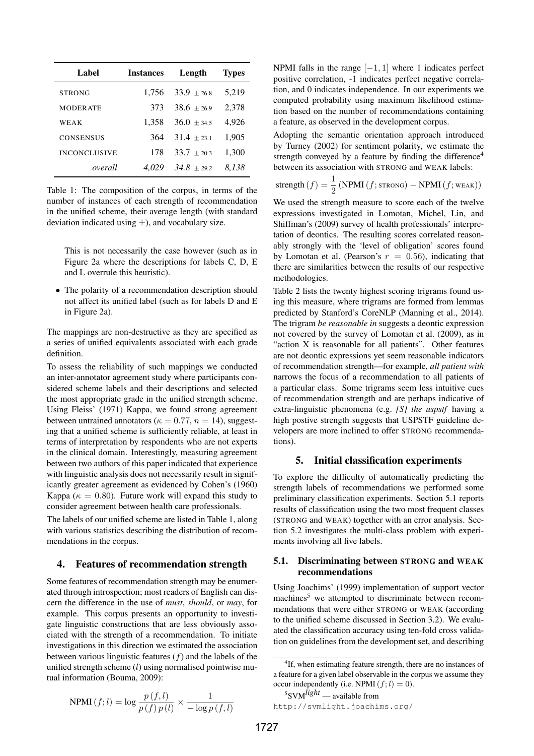| Label | Instances | Length | Types |
|---|---|---|---|
| STRONG | 1,756 | 33.9 $\pm$ 26.8 | 5,219 |
| MODERATE | 373 | 38.6 $\pm$ 26.9 | 2,378 |
| WEAK | 1,358 | 36.0 $\pm$ 34.5 | 4,926 |
| CONSENSUS | 364 | 31.4 $\pm$ 23.1 | 1,905 |
| INCONCLUSIVE | 178 | 33.7 $\pm$ 20.3 | 1,300 |
| *overall* | *4,029* | *34.8 $\pm$ 29.2* | *8,138* |

Table 1: The composition of the corpus, in terms of the number of instances of each strength of recommendation in the unified scheme, their average length (with standard deviation indicated using $\pm$), and vocabulary size.

This is not necessarily the case however (such as in Figure 2a where the descriptions for labels C, D, E and L overrule this heuristic).

- The polarity of a recommendation description should not affect its unified label (such as for labels D and E in Figure 2a).

The mappings are non-destructive as they are specified as a series of unified equivalents associated with each grade definition.

To assess the reliability of such mappings we conducted an inter-annotator agreement study where participants considered scheme labels and their descriptions and selected the most appropriate grade in the unified strength scheme. Using Fleiss' (1971) Kappa, we found strong agreement between untrained annotators ($\kappa = 0.77$, $n = 14$), suggesting that a unified scheme is sufficiently reliable, at least in terms of interpretation by respondents who are not experts in the clinical domain. Interestingly, measuring agreement between two authors of this paper indicated that experience with linguistic analysis does not necessarily result in significantly greater agreement as evidenced by Cohen's (1960) Kappa ($\kappa = 0.80$). Future work will expand this study to consider agreement between health care professionals.

The labels of our unified scheme are listed in Table 1, along with various statistics describing the distribution of recommendations in the corpus.

## 4. Features of recommendation strength

Some features of recommendation strength may be enumerated through introspection; most readers of English can discern the difference in the use of *must*, *should*, or *may*, for example. This corpus presents an opportunity to investigate linguistic constructions that are less obviously associated with the strength of a recommendation. To initiate investigations in this direction we estimated the association between various linguistic features ($f$) and the labels of the unified strength scheme ($l$) using normalised pointwise mutual information (Bouma, 2009):

$$\text{NPMI}\left(f;l\right) = \log \frac{p\left(f,l\right)}{p\left(f\right)p\left(l\right)} \times \frac{1}{-\log p\left(f,l\right)}$$

NPMI falls in the range $[-1, 1]$ where 1 indicates perfect positive correlation, -1 indicates perfect negative correlation, and 0 indicates independence. In our experiments we computed probability using maximum likelihood estimation based on the number of recommendations containing a feature, as observed in the development corpus.

Adopting the semantic orientation approach introduced by Turney (2002) for sentiment polarity, we estimate the strength conveyed by a feature by finding the difference[4] between its association with STRONG and WEAK labels:

$$\text{strength}\left(f\right) = \frac{1}{2}\left(\text{NPMI}\left(f;\text{STRONG}\right) - \text{NPMI}\left(f;\text{WEAK}\right)\right)$$

We used the strength measure to score each of the twelve expressions investigated in Lomotan, Michel, Lin, and Shiffman's (2009) survey of health professionals' interpretation of deontics. The resulting scores correlated reasonably strongly with the 'level of obligation' scores found by Lomotan et al. (Pearson's $r = 0.56$), indicating that there are similarities between the results of our respective methodologies.

Table 2 lists the twenty highest scoring trigrams found using this measure, where trigrams are formed from lemmas predicted by Stanford's CoreNLP (Manning et al., 2014). The trigram *be reasonable in* suggests a deontic expression not covered by the survey of Lomotan et al. (2009), as in "action X is reasonable for all patients". Other features are not deontic expressions yet seem reasonable indicators of recommendation strength—for example, *all patient with* narrows the focus of a recommendation to all patients of a particular class. Some trigrams seem less intuitive cues of recommendation strength and are perhaps indicative of extra-linguistic phenomena (e.g. *[S] the uspstf* having a high postive strength suggests that USPSTF guideline developers are more inclined to offer STRONG recommendations).

## 5. Initial classification experiments

To explore the difficulty of automatically predicting the strength labels of recommendations we performed some preliminary classification experiments. Section 5.1 reports results of classification using the two most frequent classes (STRONG and WEAK) together with an error analysis. Section 5.2 investigates the multi-class problem with experiments involving all five labels.

### 5.1. Discriminating between STRONG and WEAK recommendations

Using Joachims' (1999) implementation of support vector machines[5] we attempted to discriminate between recommendations that were either STRONG or WEAK (according to the unified scheme discussed in Section 3.2). We evaluated the classification accuracy using ten-fold cross validation on guidelines from the development set, and describing

[4] If, when estimating feature strength, there are no instances of a feature for a given label observable in the corpus we assume they occur independently (i.e. $\text{NPMI}\left(f;l\right) = 0$).

[5] SVM*light* — available from http://svmlight.joachims.org/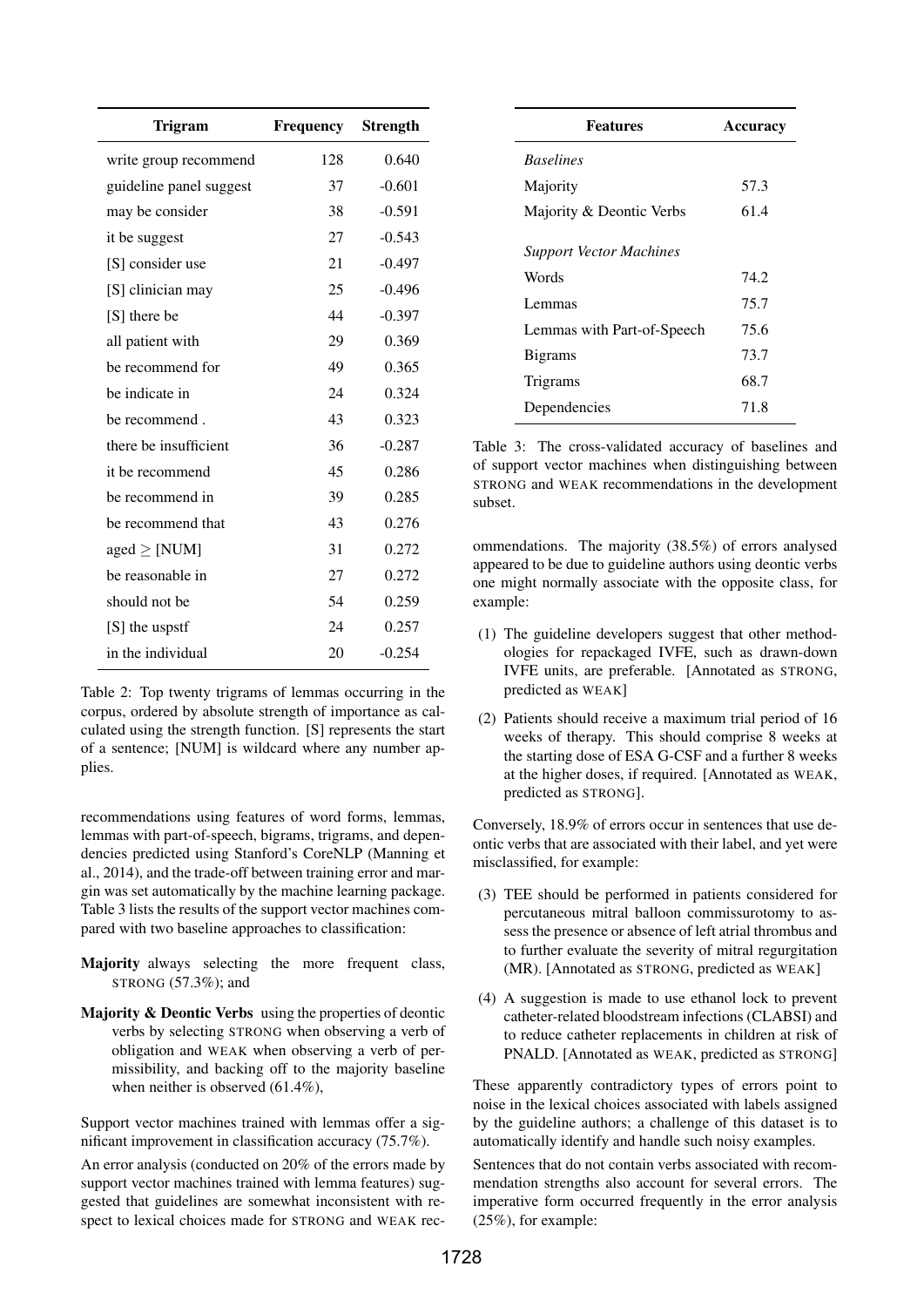| Trigram | Frequency | Strength |
|---|---|---|
| write group recommend | 128 | 0.640 |
| guideline panel suggest | 37 | -0.601 |
| may be consider | 38 | -0.591 |
| it be suggest | 27 | -0.543 |
| [S] consider use | 21 | -0.497 |
| [S] clinician may | 25 | -0.496 |
| [S] there be | 44 | -0.397 |
| all patient with | 29 | 0.369 |
| be recommend for | 49 | 0.365 |
| be indicate in | 24 | 0.324 |
| be recommend . | 43 | 0.323 |
| there be insufficient | 36 | -0.287 |
| it be recommend | 45 | 0.286 |
| be recommend in | 39 | 0.285 |
| be recommend that | 43 | 0.276 |
| aged $\geq$ [NUM] | 31 | 0.272 |
| be reasonable in | 27 | 0.272 |
| should not be | 54 | 0.259 |
| [S] the uspstf | 24 | 0.257 |
| in the individual | 20 | -0.254 |

Table 2: Top twenty trigrams of lemmas occurring in the corpus, ordered by absolute strength of importance as calculated using the strength function. [S] represents the start of a sentence; [NUM] is wildcard where any number applies.

recommendations using features of word forms, lemmas, lemmas with part-of-speech, bigrams, trigrams, and dependencies predicted using Stanford's CoreNLP (Manning et al., 2014), and the trade-off between training error and margin was set automatically by the machine learning package. Table 3 lists the results of the support vector machines compared with two baseline approaches to classification:

**Majority** always selecting the more frequent class, STRONG (57.3%); and

**Majority & Deontic Verbs** using the properties of deontic verbs by selecting STRONG when observing a verb of obligation and WEAK when observing a verb of permissibility, and backing off to the majority baseline when neither is observed (61.4%),

Support vector machines trained with lemmas offer a significant improvement in classification accuracy (75.7%).

An error analysis (conducted on 20% of the errors made by support vector machines trained with lemma features) suggested that guidelines are somewhat inconsistent with respect to lexical choices made for STRONG and WEAK recommendations. The majority (38.5%) of errors analysed appeared to be due to guideline authors using deontic verbs one might normally associate with the opposite class, for example:

| Features | Accuracy |
|---|---|
| *Baselines* | |
| Majority | 57.3 |
| Majority & Deontic Verbs | 61.4 |
| *Support Vector Machines* | |
| Words | 74.2 |
| Lemmas | 75.7 |
| Lemmas with Part-of-Speech | 75.6 |
| Bigrams | 73.7 |
| Trigrams | 68.7 |
| Dependencies | 71.8 |

Table 3: The cross-validated accuracy of baselines and of support vector machines when distinguishing between STRONG and WEAK recommendations in the development subset.

(1) The guideline developers suggest that other methodologies for repackaged IVFE, such as drawn-down IVFE units, are preferable. [Annotated as STRONG, predicted as WEAK]

(2) Patients should receive a maximum trial period of 16 weeks of therapy. This should comprise 8 weeks at the starting dose of ESA G-CSF and a further 8 weeks at the higher doses, if required. [Annotated as WEAK, predicted as STRONG].

Conversely, 18.9% of errors occur in sentences that use deontic verbs that are associated with their label, and yet were misclassified, for example:

(3) TEE should be performed in patients considered for percutaneous mitral balloon commissurotomy to assess the presence or absence of left atrial thrombus and to further evaluate the severity of mitral regurgitation (MR). [Annotated as STRONG, predicted as WEAK]

(4) A suggestion is made to use ethanol lock to prevent catheter-related bloodstream infections (CLABSI) and to reduce catheter replacements in children at risk of PNALD. [Annotated as WEAK, predicted as STRONG]

These apparently contradictory types of errors point to noise in the lexical choices associated with labels assigned by the guideline authors; a challenge of this dataset is to automatically identify and handle such noisy examples.

Sentences that do not contain verbs associated with recommendation strengths also account for several errors. The imperative form occurred frequently in the error analysis (25%), for example: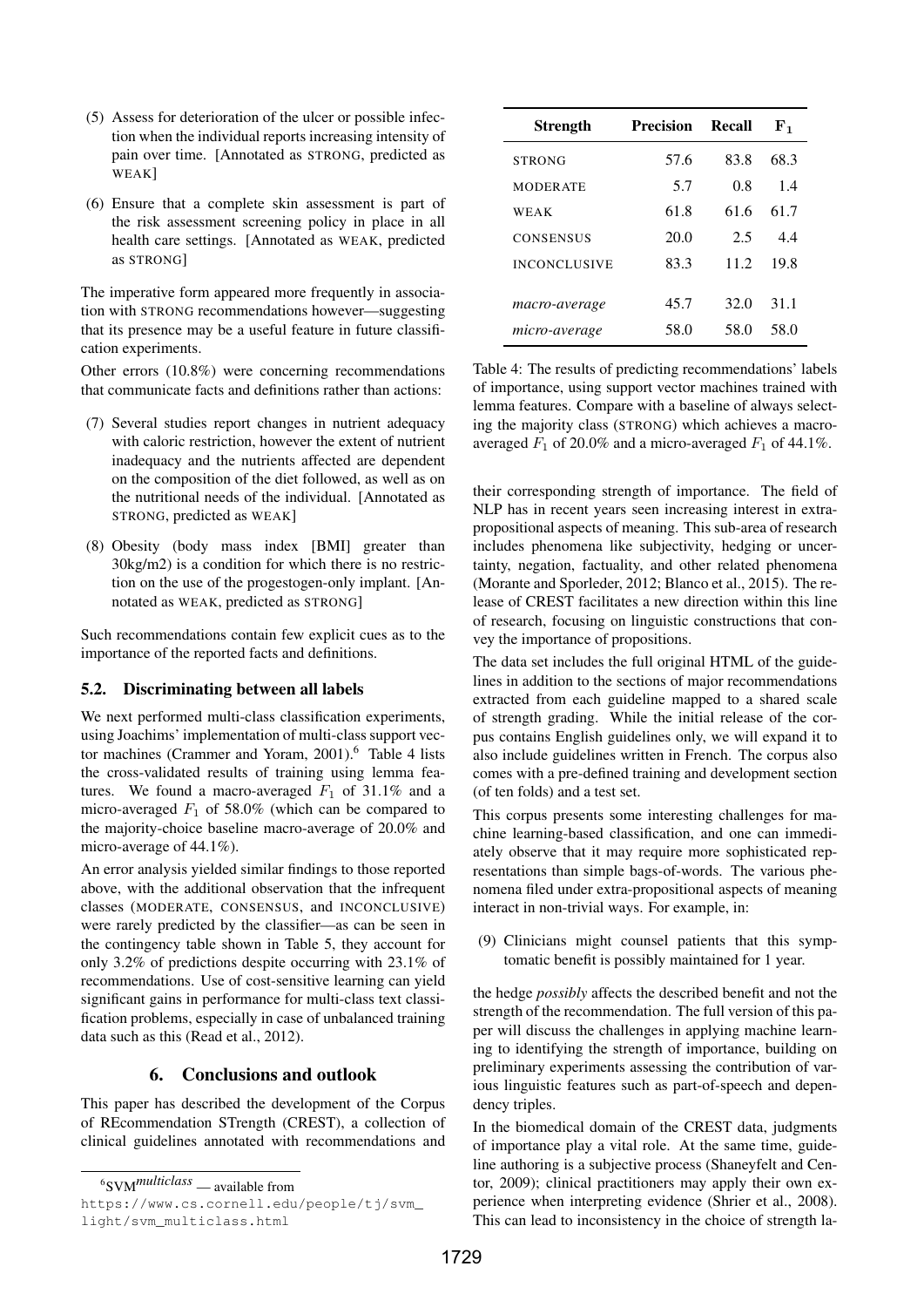(5) Assess for deterioration of the ulcer or possible infection when the individual reports increasing intensity of pain over time. [Annotated as STRONG, predicted as WEAK]

(6) Ensure that a complete skin assessment is part of the risk assessment screening policy in place in all health care settings. [Annotated as WEAK, predicted as STRONG]

The imperative form appeared more frequently in association with STRONG recommendations however—suggesting that its presence may be a useful feature in future classification experiments.

Other errors (10.8%) were concerning recommendations that communicate facts and definitions rather than actions:

(7) Several studies report changes in nutrient adequacy with caloric restriction, however the extent of nutrient inadequacy and the nutrients affected are dependent on the composition of the diet followed, as well as on the nutritional needs of the individual. [Annotated as STRONG, predicted as WEAK]

(8) Obesity (body mass index [BMI] greater than 30kg/m2) is a condition for which there is no restriction on the use of the progestogen-only implant. [Annotated as WEAK, predicted as STRONG]

Such recommendations contain few explicit cues as to the importance of the reported facts and definitions.

### 5.2. Discriminating between all labels

We next performed multi-class classification experiments, using Joachims' implementation of multi-class support vector machines (Crammer and Yoram, 2001).[6] Table 4 lists the cross-validated results of training using lemma features. We found a macro-averaged $F_1$ of 31.1% and a micro-averaged $F_1$ of 58.0% (which can be compared to the majority-choice baseline macro-average of 20.0% and micro-average of 44.1%).

An error analysis yielded similar findings to those reported above, with the additional observation that the infrequent classes (MODERATE, CONSENSUS, and INCONCLUSIVE) were rarely predicted by the classifier—as can be seen in the contingency table shown in Table 5, they account for only 3.2% of predictions despite occurring with 23.1% of recommendations. Use of cost-sensitive learning can yield significant gains in performance for multi-class text classification problems, especially in case of unbalanced training data such as this (Read et al., 2012).

## 6. Conclusions and outlook

This paper has described the development of the Corpus of REcommendation STrength (CREST), a collection of clinical guidelines annotated with recommendations and their corresponding strength of importance. The field of NLP has in recent years seen increasing interest in extra-propositional aspects of meaning. This sub-area of research includes phenomena like subjectivity, hedging or uncertainty, negation, factuality, and other related phenomena (Morante and Sporleder, 2012; Blanco et al., 2015). The release of CREST facilitates a new direction within this line of research, focusing on linguistic constructions that convey the importance of propositions.

The data set includes the full original HTML of the guidelines in addition to the sections of major recommendations extracted from each guideline mapped to a shared scale of strength grading. While the initial release of the corpus contains English guidelines only, we will expand it to also include guidelines written in French. The corpus also comes with a pre-defined training and development section (of ten folds) and a test set.

This corpus presents some interesting challenges for machine learning-based classification, and one can immediately observe that it may require more sophisticated representations than simple bags-of-words. The various phenomena filed under extra-propositional aspects of meaning interact in non-trivial ways. For example, in:

(9) Clinicians might counsel patients that this symptomatic benefit is possibly maintained for 1 year.

the hedge *possibly* affects the described benefit and not the strength of the recommendation. The full version of this paper will discuss the challenges in applying machine learning to identifying the strength of importance, building on preliminary experiments assessing the contribution of various linguistic features such as part-of-speech and dependency triples.

In the biomedical domain of the CREST data, judgments of importance play a vital role. At the same time, guideline authoring is a subjective process (Shaneyfelt and Centor, 2009); clinical practitioners may apply their own experience when interpreting evidence (Shrier et al., 2008). This can lead to inconsistency in the choice of strength la-

| Strength | Precision | Recall | $F_1$ |
|---|---|---|---|
| STRONG | 57.6 | 83.8 | 68.3 |
| MODERATE | 5.7 | 0.8 | 1.4 |
| WEAK | 61.8 | 61.6 | 61.7 |
| CONSENSUS | 20.0 | 2.5 | 4.4 |
| INCONCLUSIVE | 83.3 | 11.2 | 19.8 |
| *macro-average* | 45.7 | 32.0 | 31.1 |
| *micro-average* | 58.0 | 58.0 | 58.0 |

Table 4: The results of predicting recommendations' labels of importance, using support vector machines trained with lemma features. Compare with a baseline of always selecting the majority class (STRONG) which achieves a macro-averaged $F_1$ of 20.0% and a micro-averaged $F_1$ of 44.1%.

[6] SVM*multiclass* — available from https://www.cs.cornell.edu/people/tj/svm_light/svm_multiclass.html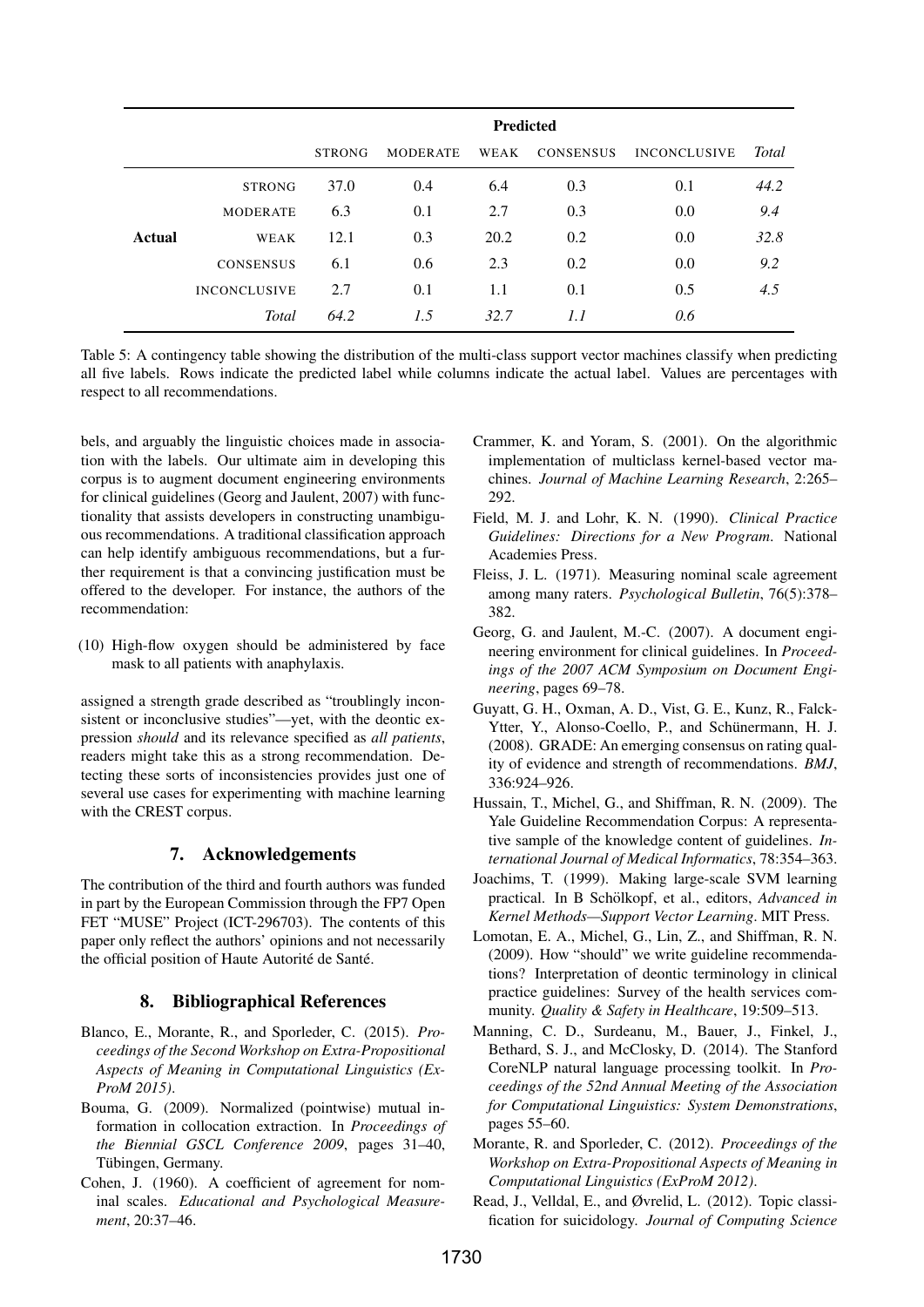| | | Predicted | | | | | |
|---|---|---|---|---|---|---|---|
| | | STRONG | MODERATE | WEAK | CONSENSUS | INCONCLUSIVE | *Total* |
| **Actual** | STRONG | 37.0 | 0.4 | 6.4 | 0.3 | 0.1 | *44.2* |
| | MODERATE | 6.3 | 0.1 | 2.7 | 0.3 | 0.0 | *9.4* |
| | WEAK | 12.1 | 0.3 | 20.2 | 0.2 | 0.0 | *32.8* |
| | CONSENSUS | 6.1 | 0.6 | 2.3 | 0.2 | 0.0 | *9.2* |
| | INCONCLUSIVE | 2.7 | 0.1 | 1.1 | 0.1 | 0.5 | *4.5* |
| | *Total* | *64.2* | *1.5* | *32.7* | *1.1* | *0.6* | |

Table 5: A contingency table showing the distribution of the multi-class support vector machines classify when predicting all five labels. Rows indicate the predicted label while columns indicate the actual label. Values are percentages with respect to all recommendations.

bels, and arguably the linguistic choices made in association with the labels. Our ultimate aim in developing this corpus is to augment document engineering environments for clinical guidelines (Georg and Jaulent, 2007) with functionality that assists developers in constructing unambiguous recommendations. A traditional classification approach can help identify ambiguous recommendations, but a further requirement is that a convincing justification must be offered to the developer. For instance, the authors of the recommendation:

(10) High-flow oxygen should be administered by face mask to all patients with anaphylaxis.

assigned a strength grade described as "troublingly inconsistent or inconclusive studies"—yet, with the deontic expression *should* and its relevance specified as *all patients*, readers might take this as a strong recommendation. Detecting these sorts of inconsistencies provides just one of several use cases for experimenting with machine learning with the CREST corpus.

## 7. Acknowledgements

The contribution of the third and fourth authors was funded in part by the European Commission through the FP7 Open FET "MUSE" Project (ICT-296703). The contents of this paper only reflect the authors' opinions and not necessarily the official position of Haute Autorité de Santé.

## 8. Bibliographical References

Blanco, E., Morante, R., and Sporleder, C. (2015). *Proceedings of the Second Workshop on Extra-Propositional Aspects of Meaning in Computational Linguistics (ExProM 2015)*.

Bouma, G. (2009). Normalized (pointwise) mutual information in collocation extraction. In *Proceedings of the Biennial GSCL Conference 2009*, pages 31–40, Tübingen, Germany.

Cohen, J. (1960). A coefficient of agreement for nominal scales. *Educational and Psychological Measurement*, 20:37–46.

Crammer, K. and Yoram, S. (2001). On the algorithmic implementation of multiclass kernel-based vector machines. *Journal of Machine Learning Research*, 2:265–292.

Field, M. J. and Lohr, K. N. (1990). *Clinical Practice Guidelines: Directions for a New Program*. National Academies Press.

Fleiss, J. L. (1971). Measuring nominal scale agreement among many raters. *Psychological Bulletin*, 76(5):378–382.

Georg, G. and Jaulent, M.-C. (2007). A document engineering environment for clinical guidelines. In *Proceedings of the 2007 ACM Symposium on Document Engineering*, pages 69–78.

Guyatt, G. H., Oxman, A. D., Vist, G. E., Kunz, R., Falck-Ytter, Y., Alonso-Coello, P., and Schünermann, H. J. (2008). GRADE: An emerging consensus on rating quality of evidence and strength of recommendations. *BMJ*, 336:924–926.

Hussain, T., Michel, G., and Shiffman, R. N. (2009). The Yale Guideline Recommendation Corpus: A representative sample of the knowledge content of guidelines. *International Journal of Medical Informatics*, 78:354–363.

Joachims, T. (1999). Making large-scale SVM learning practical. In B Schölkopf, et al., editors, *Advanced in Kernel Methods—Support Vector Learning*. MIT Press.

Lomotan, E. A., Michel, G., Lin, Z., and Shiffman, R. N. (2009). How "should" we write guideline recommendations? Interpretation of deontic terminology in clinical practice guidelines: Survey of the health services community. *Quality & Safety in Healthcare*, 19:509–513.

Manning, C. D., Surdeanu, M., Bauer, J., Finkel, J., Bethard, S. J., and McClosky, D. (2014). The Stanford CoreNLP natural language processing toolkit. In *Proceedings of the 52nd Annual Meeting of the Association for Computational Linguistics: System Demonstrations*, pages 55–60.

Morante, R. and Sporleder, C. (2012). *Proceedings of the Workshop on Extra-Propositional Aspects of Meaning in Computational Linguistics (ExProM 2012)*.

Read, J., Velldal, E., and Øvrelid, L. (2012). Topic classification for suicidology. *Journal of Computing Science*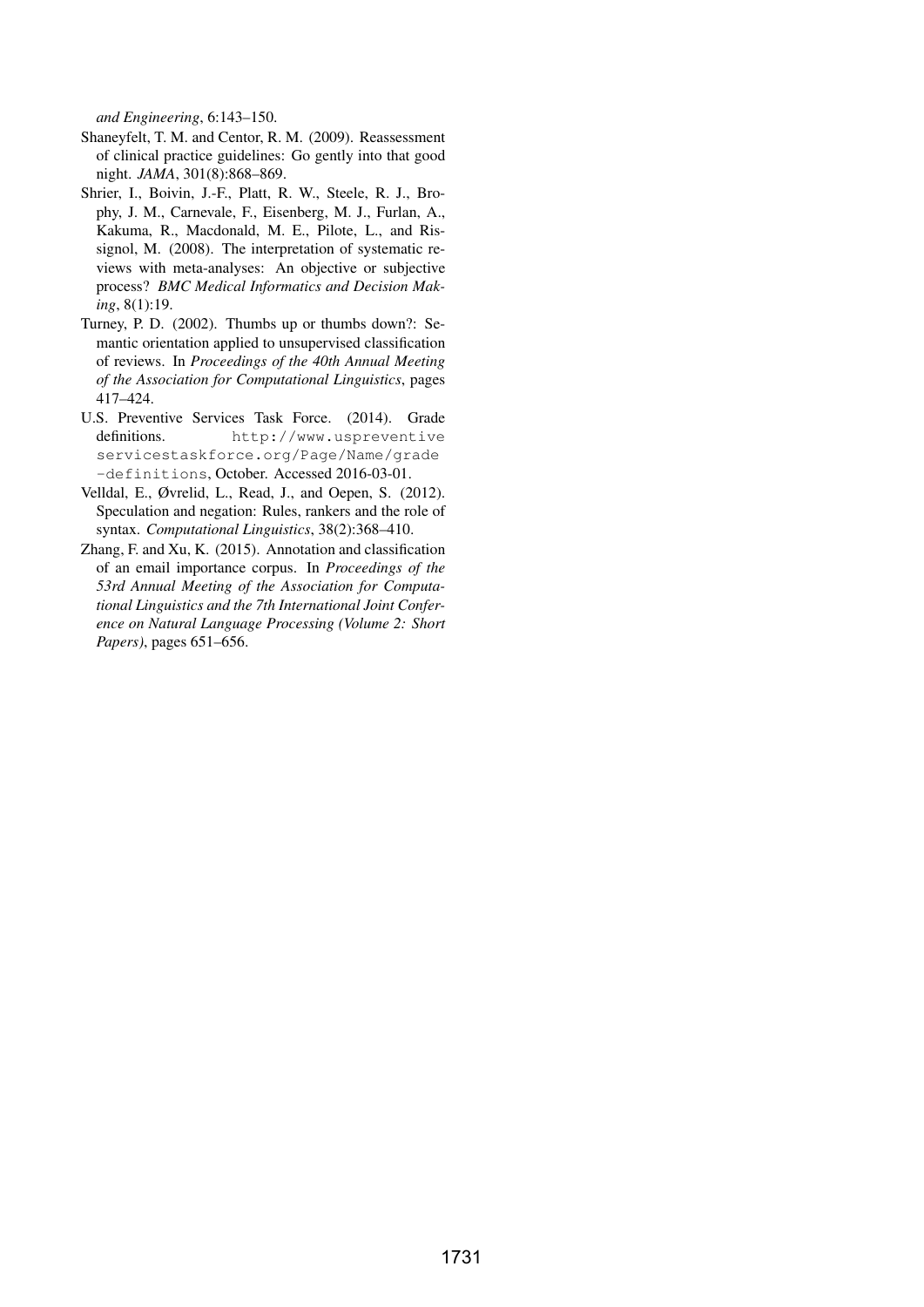*and Engineering*, 6:143–150.

Shaneyfelt, T. M. and Centor, R. M. (2009). Reassessment of clinical practice guidelines: Go gently into that good night. *JAMA*, 301(8):868–869.

Shrier, I., Boivin, J.-F., Platt, R. W., Steele, R. J., Brophy, J. M., Carnevale, F., Eisenberg, M. J., Furlan, A., Kakuma, R., Macdonald, M. E., Pilote, L., and Rissignol, M. (2008). The interpretation of systematic reviews with meta-analyses: An objective or subjective process? *BMC Medical Informatics and Decision Making*, 8(1):19.

Turney, P. D. (2002). Thumbs up or thumbs down?: Semantic orientation applied to unsupervised classification of reviews. In *Proceedings of the 40th Annual Meeting of the Association for Computational Linguistics*, pages 417–424.

U.S. Preventive Services Task Force. (2014). Grade definitions. `http://www.uspreventiveservicestaskforce.org/Page/Name/grade-definitions`, October. Accessed 2016-03-01.

Velldal, E., Øvrelid, L., Read, J., and Oepen, S. (2012). Speculation and negation: Rules, rankers and the role of syntax. *Computational Linguistics*, 38(2):368–410.

Zhang, F. and Xu, K. (2015). Annotation and classification of an email importance corpus. In *Proceedings of the 53rd Annual Meeting of the Association for Computational Linguistics and the 7th International Joint Conference on Natural Language Processing (Volume 2: Short Papers)*, pages 651–656.